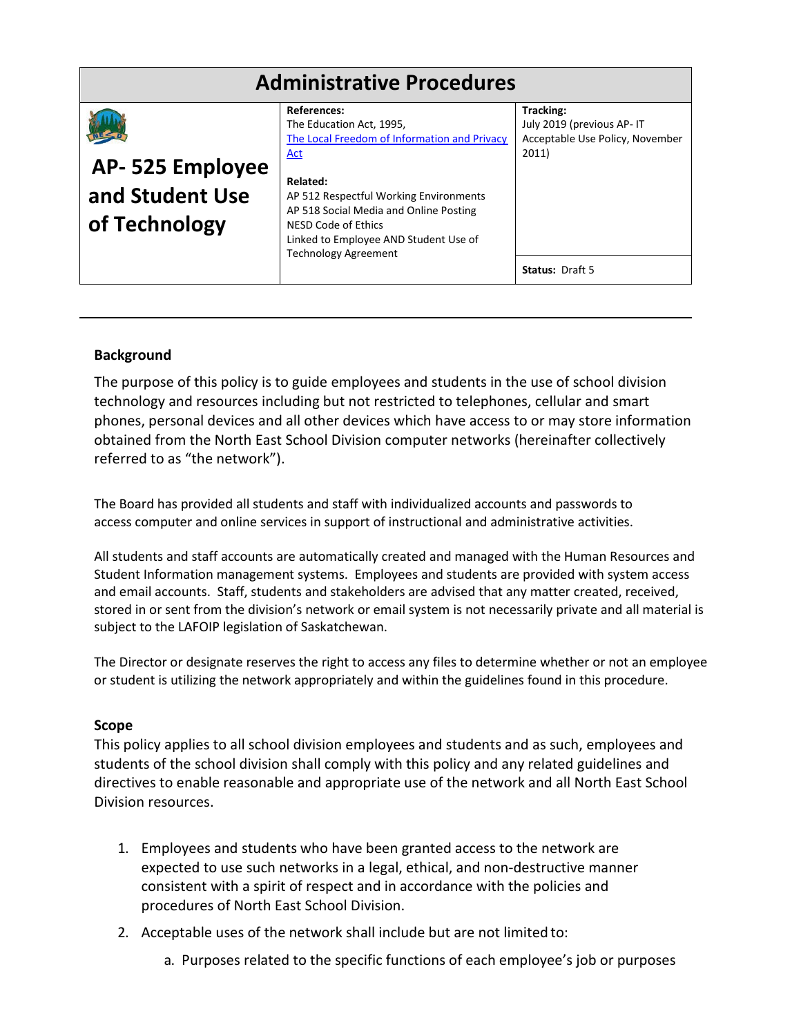# Administrative Procedures

| AP- 525 Employee and Student Use of Technology | **References:**<br>The Education Act, 1995,<br>The Local Freedom of Information and Privacy Act<br><br>**Related:**<br>AP 512 Respectful Working Environments<br>AP 518 Social Media and Online Posting<br>NESD Code of Ethics<br>Linked to Employee AND Student Use of Technology Agreement | **Tracking:**<br>July 2019 (previous AP- IT Acceptable Use Policy, November 2011)<br><br>**Status:** Draft 5 |
|---|---|---|

---

## Background

The purpose of this policy is to guide employees and students in the use of school division technology and resources including but not restricted to telephones, cellular and smart phones, personal devices and all other devices which have access to or may store information obtained from the North East School Division computer networks (hereinafter collectively referred to as "the network").

The Board has provided all students and staff with individualized accounts and passwords to access computer and online services in support of instructional and administrative activities.

All students and staff accounts are automatically created and managed with the Human Resources and Student Information management systems. Employees and students are provided with system access and email accounts. Staff, students and stakeholders are advised that any matter created, received, stored in or sent from the division's network or email system is not necessarily private and all material is subject to the LAFOIP legislation of Saskatchewan.

The Director or designate reserves the right to access any files to determine whether or not an employee or student is utilizing the network appropriately and within the guidelines found in this procedure.

## Scope

This policy applies to all school division employees and students and as such, employees and students of the school division shall comply with this policy and any related guidelines and directives to enable reasonable and appropriate use of the network and all North East School Division resources.

1. Employees and students who have been granted access to the network are expected to use such networks in a legal, ethical, and non-destructive manner consistent with a spirit of respect and in accordance with the policies and procedures of North East School Division.
2. Acceptable uses of the network shall include but are not limited to:
   a. Purposes related to the specific functions of each employee's job or purposes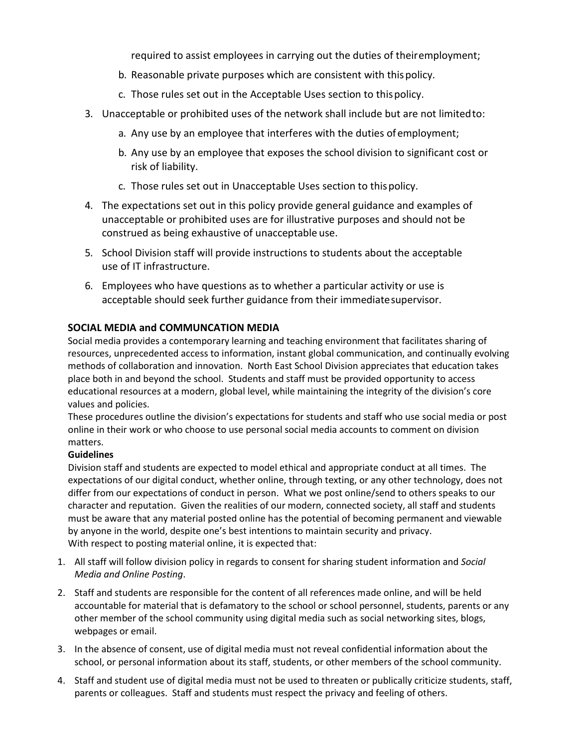required to assist employees in carrying out the duties of their employment;

b. Reasonable private purposes which are consistent with this policy.

c. Those rules set out in the Acceptable Uses section to this policy.

3. Unacceptable or prohibited uses of the network shall include but are not limited to:

   a. Any use by an employee that interferes with the duties of employment;

   b. Any use by an employee that exposes the school division to significant cost or risk of liability.

   c. Those rules set out in Unacceptable Uses section to this policy.

4. The expectations set out in this policy provide general guidance and examples of unacceptable or prohibited uses are for illustrative purposes and should not be construed as being exhaustive of unacceptable use.

5. School Division staff will provide instructions to students about the acceptable use of IT infrastructure.

6. Employees who have questions as to whether a particular activity or use is acceptable should seek further guidance from their immediate supervisor.

**SOCIAL MEDIA and COMMUNCATION MEDIA**

Social media provides a contemporary learning and teaching environment that facilitates sharing of resources, unprecedented access to information, instant global communication, and continually evolving methods of collaboration and innovation. North East School Division appreciates that education takes place both in and beyond the school. Students and staff must be provided opportunity to access educational resources at a modern, global level, while maintaining the integrity of the division's core values and policies.

These procedures outline the division's expectations for students and staff who use social media or post online in their work or who choose to use personal social media accounts to comment on division matters.

**Guidelines**

Division staff and students are expected to model ethical and appropriate conduct at all times. The expectations of our digital conduct, whether online, through texting, or any other technology, does not differ from our expectations of conduct in person. What we post online/send to others speaks to our character and reputation. Given the realities of our modern, connected society, all staff and students must be aware that any material posted online has the potential of becoming permanent and viewable by anyone in the world, despite one's best intentions to maintain security and privacy.

With respect to posting material online, it is expected that:

1. All staff will follow division policy in regards to consent for sharing student information and *Social Media and Online Posting*.

2. Staff and students are responsible for the content of all references made online, and will be held accountable for material that is defamatory to the school or school personnel, students, parents or any other member of the school community using digital media such as social networking sites, blogs, webpages or email.

3. In the absence of consent, use of digital media must not reveal confidential information about the school, or personal information about its staff, students, or other members of the school community.

4. Staff and student use of digital media must not be used to threaten or publically criticize students, staff, parents or colleagues. Staff and students must respect the privacy and feeling of others.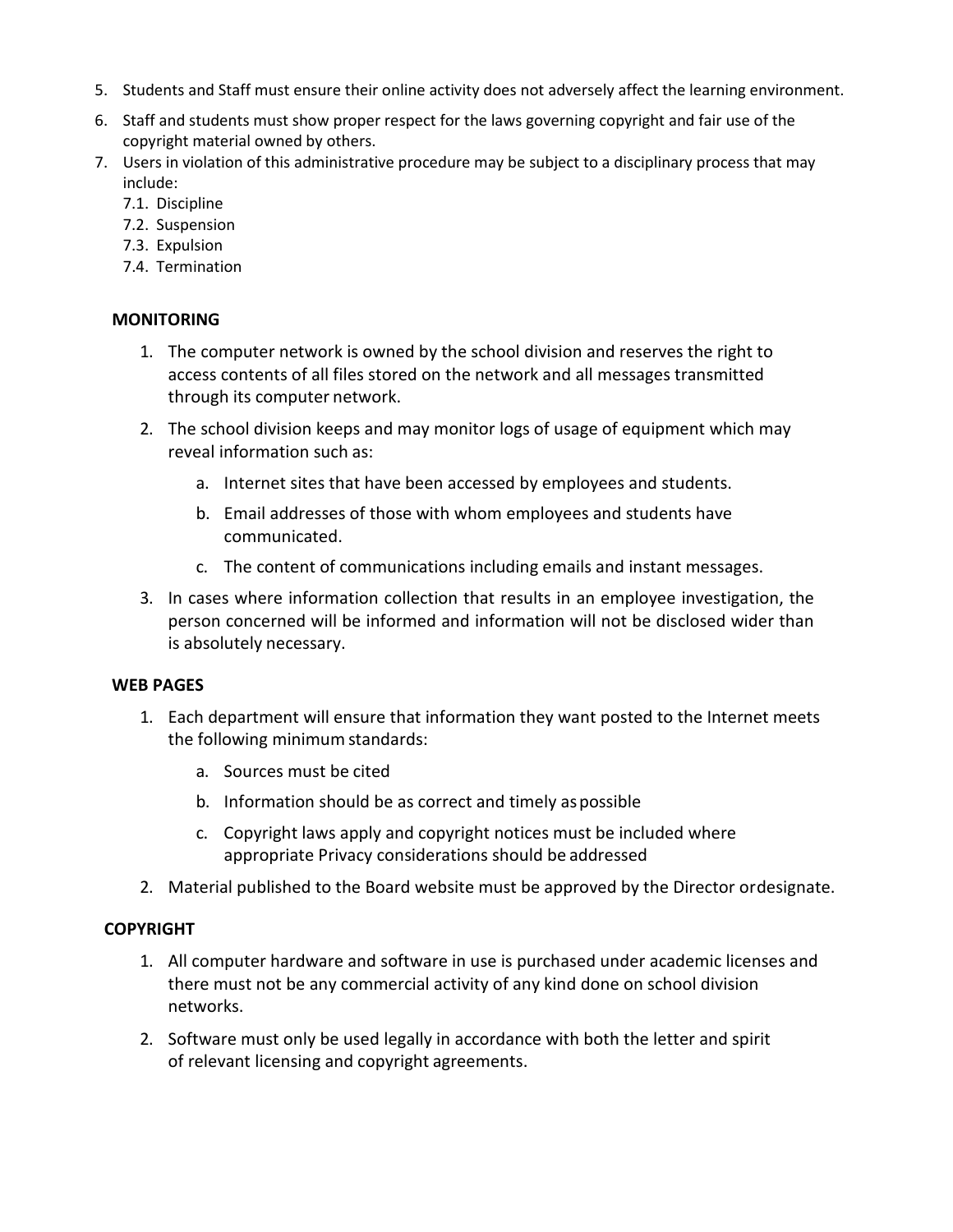5. Students and Staff must ensure their online activity does not adversely affect the learning environment.
6. Staff and students must show proper respect for the laws governing copyright and fair use of the copyright material owned by others.
7. Users in violation of this administrative procedure may be subject to a disciplinary process that may include:
   7.1. Discipline
   7.2. Suspension
   7.3. Expulsion
   7.4. Termination

**MONITORING**

1. The computer network is owned by the school division and reserves the right to access contents of all files stored on the network and all messages transmitted through its computer network.
2. The school division keeps and may monitor logs of usage of equipment which may reveal information such as:
   a. Internet sites that have been accessed by employees and students.
   b. Email addresses of those with whom employees and students have communicated.
   c. The content of communications including emails and instant messages.
3. In cases where information collection that results in an employee investigation, the person concerned will be informed and information will not be disclosed wider than is absolutely necessary.

**WEB PAGES**

1. Each department will ensure that information they want posted to the Internet meets the following minimum standards:
   a. Sources must be cited
   b. Information should be as correct and timely as possible
   c. Copyright laws apply and copyright notices must be included where appropriate Privacy considerations should be addressed
2. Material published to the Board website must be approved by the Director ordesignate.

**COPYRIGHT**

1. All computer hardware and software in use is purchased under academic licenses and there must not be any commercial activity of any kind done on school division networks.
2. Software must only be used legally in accordance with both the letter and spirit of relevant licensing and copyright agreements.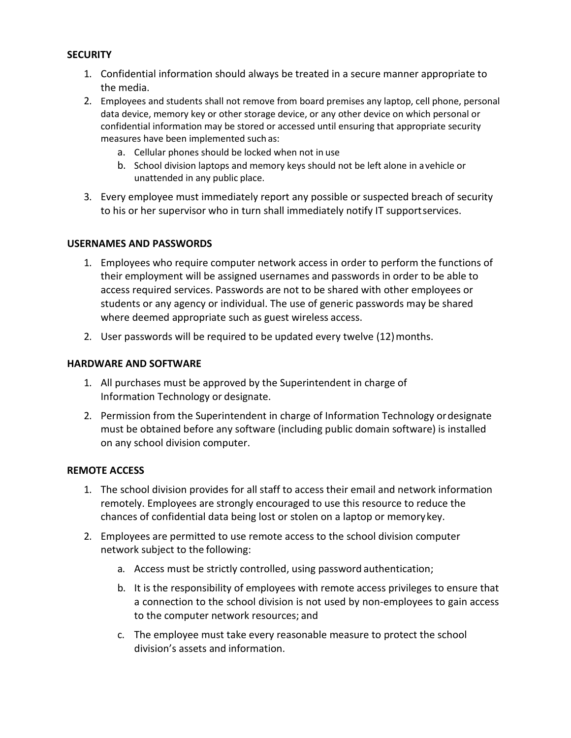**SECURITY**

1. Confidential information should always be treated in a secure manner appropriate to the media.
2. Employees and students shall not remove from board premises any laptop, cell phone, personal data device, memory key or other storage device, or any other device on which personal or confidential information may be stored or accessed until ensuring that appropriate security measures have been implemented such as:
   a. Cellular phones should be locked when not in use
   b. School division laptops and memory keys should not be left alone in a vehicle or unattended in any public place.
3. Every employee must immediately report any possible or suspected breach of security to his or her supervisor who in turn shall immediately notify IT support services.

**USERNAMES AND PASSWORDS**

1. Employees who require computer network access in order to perform the functions of their employment will be assigned usernames and passwords in order to be able to access required services. Passwords are not to be shared with other employees or students or any agency or individual. The use of generic passwords may be shared where deemed appropriate such as guest wireless access.
2. User passwords will be required to be updated every twelve (12) months.

**HARDWARE AND SOFTWARE**

1. All purchases must be approved by the Superintendent in charge of Information Technology or designate.
2. Permission from the Superintendent in charge of Information Technology or designate must be obtained before any software (including public domain software) is installed on any school division computer.

**REMOTE ACCESS**

1. The school division provides for all staff to access their email and network information remotely. Employees are strongly encouraged to use this resource to reduce the chances of confidential data being lost or stolen on a laptop or memory key.
2. Employees are permitted to use remote access to the school division computer network subject to the following:
   a. Access must be strictly controlled, using password authentication;
   b. It is the responsibility of employees with remote access privileges to ensure that a connection to the school division is not used by non-employees to gain access to the computer network resources; and
   c. The employee must take every reasonable measure to protect the school division's assets and information.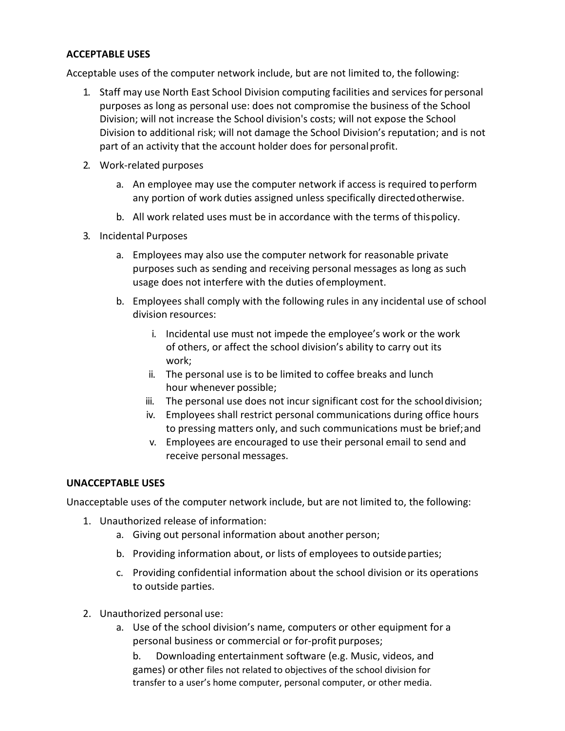**ACCEPTABLE USES**

Acceptable uses of the computer network include, but are not limited to, the following:

1. Staff may use North East School Division computing facilities and services for personal purposes as long as personal use: does not compromise the business of the School Division; will not increase the School division's costs; will not expose the School Division to additional risk; will not damage the School Division's reputation; and is not part of an activity that the account holder does for personal profit.
2. Work-related purposes
   a. An employee may use the computer network if access is required to perform any portion of work duties assigned unless specifically directed otherwise.
   b. All work related uses must be in accordance with the terms of this policy.
3. Incidental Purposes
   a. Employees may also use the computer network for reasonable private purposes such as sending and receiving personal messages as long as such usage does not interfere with the duties of employment.
   b. Employees shall comply with the following rules in any incidental use of school division resources:
      i. Incidental use must not impede the employee's work or the work of others, or affect the school division's ability to carry out its work;
      ii. The personal use is to be limited to coffee breaks and lunch hour whenever possible;
      iii. The personal use does not incur significant cost for the school division;
      iv. Employees shall restrict personal communications during office hours to pressing matters only, and such communications must be brief; and
      v. Employees are encouraged to use their personal email to send and receive personal messages.

**UNACCEPTABLE USES**

Unacceptable uses of the computer network include, but are not limited to, the following:

1. Unauthorized release of information:
   a. Giving out personal information about another person;
   b. Providing information about, or lists of employees to outside parties;
   c. Providing confidential information about the school division or its operations to outside parties.
2. Unauthorized personal use:
   a. Use of the school division's name, computers or other equipment for a personal business or commercial or for-profit purposes;
   b. Downloading entertainment software (e.g. Music, videos, and games) or other files not related to objectives of the school division for transfer to a user's home computer, personal computer, or other media.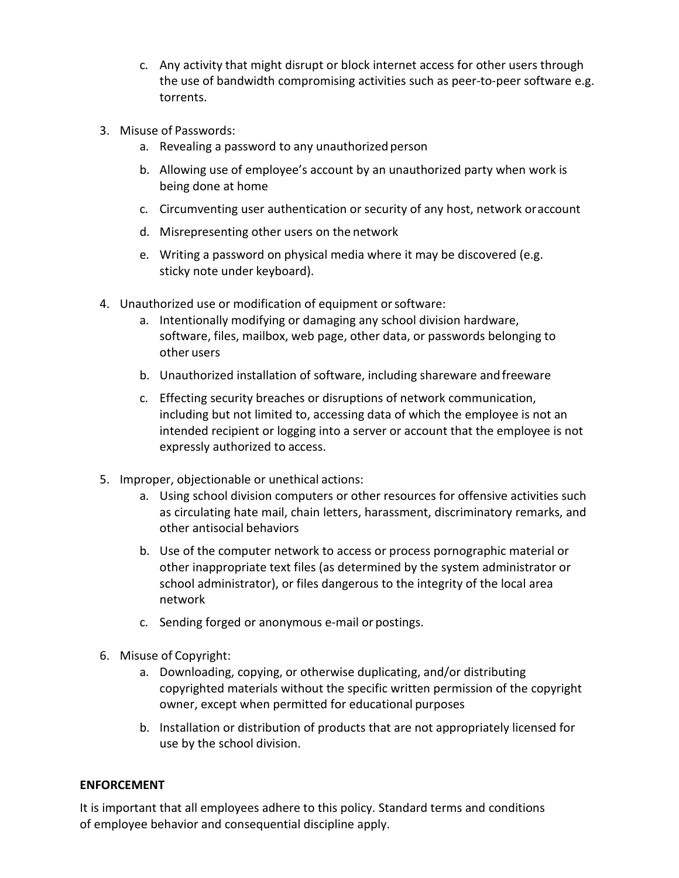c. Any activity that might disrupt or block internet access for other users through the use of bandwidth compromising activities such as peer-to-peer software e.g. torrents.

3. Misuse of Passwords:
   a. Revealing a password to any unauthorized person
   b. Allowing use of employee's account by an unauthorized party when work is being done at home
   c. Circumventing user authentication or security of any host, network or account
   d. Misrepresenting other users on the network
   e. Writing a password on physical media where it may be discovered (e.g. sticky note under keyboard).

4. Unauthorized use or modification of equipment or software:
   a. Intentionally modifying or damaging any school division hardware, software, files, mailbox, web page, other data, or passwords belonging to other users
   b. Unauthorized installation of software, including shareware and freeware
   c. Effecting security breaches or disruptions of network communication, including but not limited to, accessing data of which the employee is not an intended recipient or logging into a server or account that the employee is not expressly authorized to access.

5. Improper, objectionable or unethical actions:
   a. Using school division computers or other resources for offensive activities such as circulating hate mail, chain letters, harassment, discriminatory remarks, and other antisocial behaviors
   b. Use of the computer network to access or process pornographic material or other inappropriate text files (as determined by the system administrator or school administrator), or files dangerous to the integrity of the local area network
   c. Sending forged or anonymous e-mail or postings.

6. Misuse of Copyright:
   a. Downloading, copying, or otherwise duplicating, and/or distributing copyrighted materials without the specific written permission of the copyright owner, except when permitted for educational purposes
   b. Installation or distribution of products that are not appropriately licensed for use by the school division.

**ENFORCEMENT**

It is important that all employees adhere to this policy. Standard terms and conditions of employee behavior and consequential discipline apply.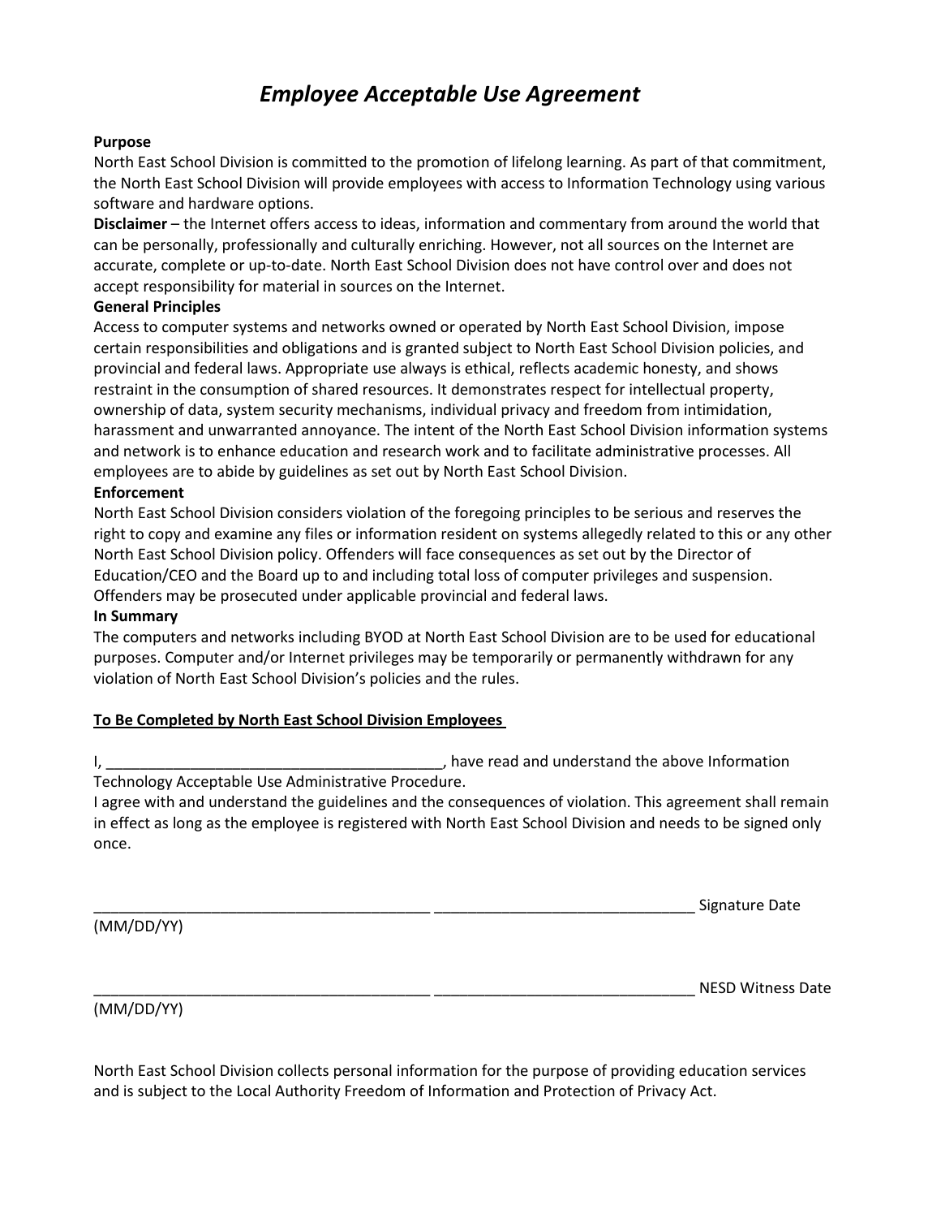# *Employee Acceptable Use Agreement*

**Purpose**
North East School Division is committed to the promotion of lifelong learning. As part of that commitment, the North East School Division will provide employees with access to Information Technology using various software and hardware options.
**Disclaimer** – the Internet offers access to ideas, information and commentary from around the world that can be personally, professionally and culturally enriching. However, not all sources on the Internet are accurate, complete or up-to-date. North East School Division does not have control over and does not accept responsibility for material in sources on the Internet.
**General Principles**
Access to computer systems and networks owned or operated by North East School Division, impose certain responsibilities and obligations and is granted subject to North East School Division policies, and provincial and federal laws. Appropriate use always is ethical, reflects academic honesty, and shows restraint in the consumption of shared resources. It demonstrates respect for intellectual property, ownership of data, system security mechanisms, individual privacy and freedom from intimidation, harassment and unwarranted annoyance. The intent of the North East School Division information systems and network is to enhance education and research work and to facilitate administrative processes. All employees are to abide by guidelines as set out by North East School Division.
**Enforcement**
North East School Division considers violation of the foregoing principles to be serious and reserves the right to copy and examine any files or information resident on systems allegedly related to this or any other North East School Division policy. Offenders will face consequences as set out by the Director of Education/CEO and the Board up to and including total loss of computer privileges and suspension. Offenders may be prosecuted under applicable provincial and federal laws.
**In Summary**
The computers and networks including BYOD at North East School Division are to be used for educational purposes. Computer and/or Internet privileges may be temporarily or permanently withdrawn for any violation of North East School Division's policies and the rules.

**To Be Completed by North East School Division Employees**

I, ________________________________________, have read and understand the above Information Technology Acceptable Use Administrative Procedure.
I agree with and understand the guidelines and the consequences of violation. This agreement shall remain in effect as long as the employee is registered with North East School Division and needs to be signed only once.

________________________________________ _______________________________ Signature Date (MM/DD/YY)

________________________________________ _______________________________ NESD Witness Date (MM/DD/YY)

North East School Division collects personal information for the purpose of providing education services and is subject to the Local Authority Freedom of Information and Protection of Privacy Act.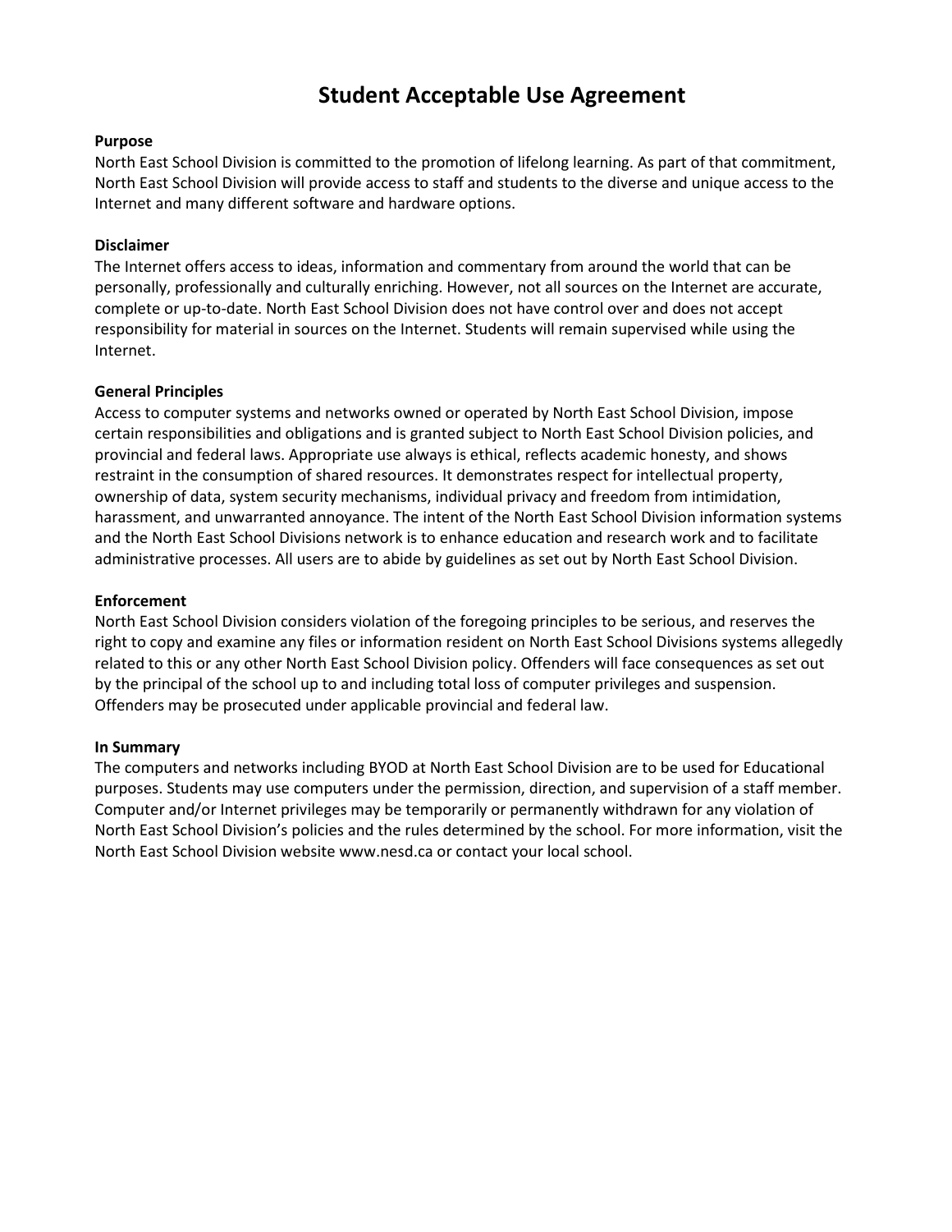# Student Acceptable Use Agreement

**Purpose**

North East School Division is committed to the promotion of lifelong learning. As part of that commitment, North East School Division will provide access to staff and students to the diverse and unique access to the Internet and many different software and hardware options.

**Disclaimer**

The Internet offers access to ideas, information and commentary from around the world that can be personally, professionally and culturally enriching. However, not all sources on the Internet are accurate, complete or up-to-date. North East School Division does not have control over and does not accept responsibility for material in sources on the Internet. Students will remain supervised while using the Internet.

**General Principles**

Access to computer systems and networks owned or operated by North East School Division, impose certain responsibilities and obligations and is granted subject to North East School Division policies, and provincial and federal laws. Appropriate use always is ethical, reflects academic honesty, and shows restraint in the consumption of shared resources. It demonstrates respect for intellectual property, ownership of data, system security mechanisms, individual privacy and freedom from intimidation, harassment, and unwarranted annoyance. The intent of the North East School Division information systems and the North East School Divisions network is to enhance education and research work and to facilitate administrative processes. All users are to abide by guidelines as set out by North East School Division.

**Enforcement**

North East School Division considers violation of the foregoing principles to be serious, and reserves the right to copy and examine any files or information resident on North East School Divisions systems allegedly related to this or any other North East School Division policy. Offenders will face consequences as set out by the principal of the school up to and including total loss of computer privileges and suspension. Offenders may be prosecuted under applicable provincial and federal law.

**In Summary**

The computers and networks including BYOD at North East School Division are to be used for Educational purposes. Students may use computers under the permission, direction, and supervision of a staff member. Computer and/or Internet privileges may be temporarily or permanently withdrawn for any violation of North East School Division's policies and the rules determined by the school. For more information, visit the North East School Division website www.nesd.ca or contact your local school.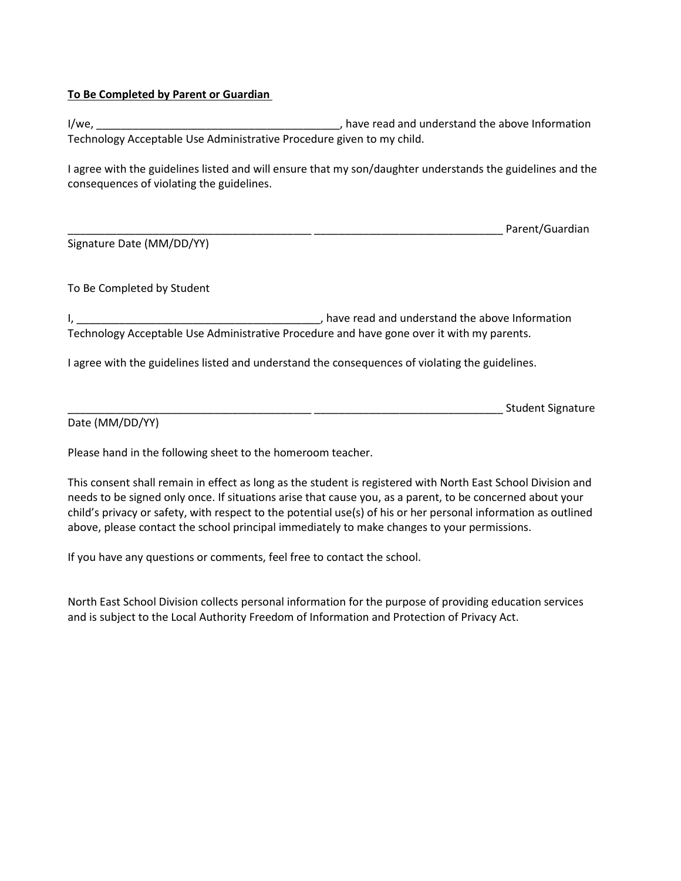**To Be Completed by Parent or Guardian**

I/we, ________________________________________, have read and understand the above Information Technology Acceptable Use Administrative Procedure given to my child.

I agree with the guidelines listed and will ensure that my son/daughter understands the guidelines and the consequences of violating the guidelines.

________________________________________ ______________________________ Parent/Guardian Signature Date (MM/DD/YY)

To Be Completed by Student

I, ________________________________________, have read and understand the above Information Technology Acceptable Use Administrative Procedure and have gone over it with my parents.

I agree with the guidelines listed and understand the consequences of violating the guidelines.

________________________________________ ______________________________ Student Signature Date (MM/DD/YY)

Please hand in the following sheet to the homeroom teacher.

This consent shall remain in effect as long as the student is registered with North East School Division and needs to be signed only once. If situations arise that cause you, as a parent, to be concerned about your child's privacy or safety, with respect to the potential use(s) of his or her personal information as outlined above, please contact the school principal immediately to make changes to your permissions.

If you have any questions or comments, feel free to contact the school.

North East School Division collects personal information for the purpose of providing education services and is subject to the Local Authority Freedom of Information and Protection of Privacy Act.